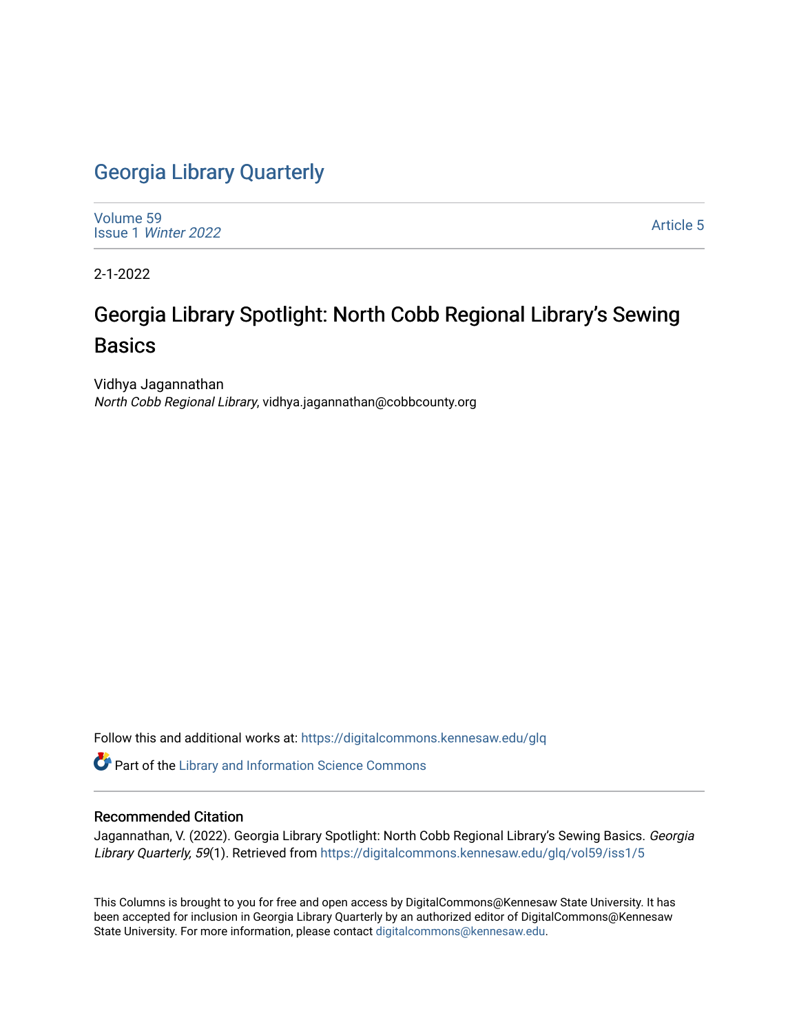# Georgia Library Quarterly

Volume 59
Issue 1 *Winter 2022*

Article 5

2-1-2022

## Georgia Library Spotlight: North Cobb Regional Library's Sewing Basics

Vidhya Jagannathan
*North Cobb Regional Library*, vidhya.jagannathan@cobbcounty.org

Follow this and additional works at: https://digitalcommons.kennesaw.edu/glq

Part of the Library and Information Science Commons

### Recommended Citation

Jagannathan, V. (2022). Georgia Library Spotlight: North Cobb Regional Library's Sewing Basics. *Georgia Library Quarterly, 59*(1). Retrieved from https://digitalcommons.kennesaw.edu/glq/vol59/iss1/5

This Columns is brought to you for free and open access by DigitalCommons@Kennesaw State University. It has been accepted for inclusion in Georgia Library Quarterly by an authorized editor of DigitalCommons@Kennesaw State University. For more information, please contact digitalcommons@kennesaw.edu.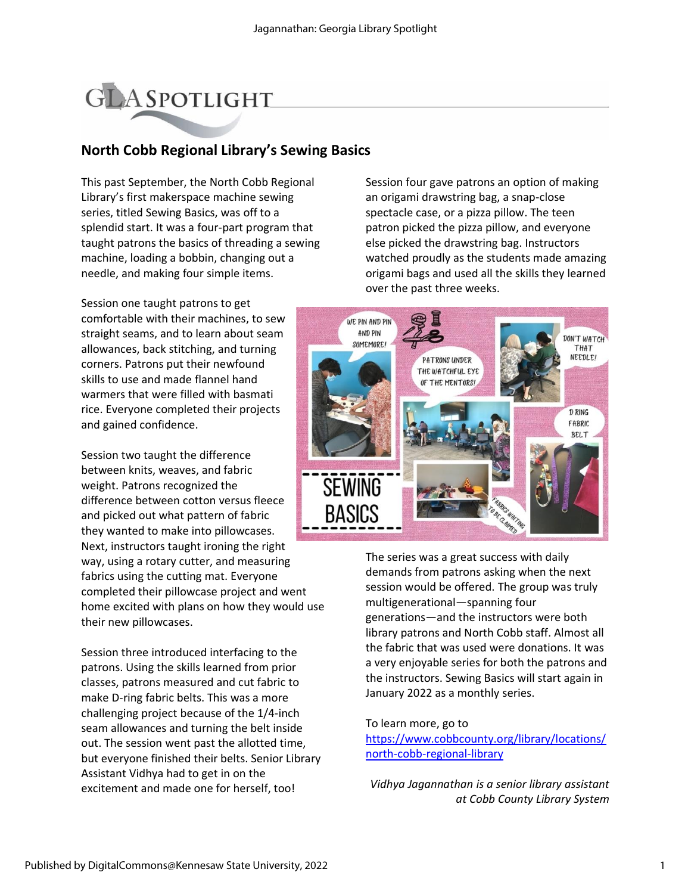# GLA SPOTLIGHT

## North Cobb Regional Library's Sewing Basics

This past September, the North Cobb Regional Library's first makerspace machine sewing series, titled Sewing Basics, was off to a splendid start. It was a four-part program that taught patrons the basics of threading a sewing machine, loading a bobbin, changing out a needle, and making four simple items.

Session one taught patrons to get comfortable with their machines, to sew straight seams, and to learn about seam allowances, back stitching, and turning corners. Patrons put their newfound skills to use and made flannel hand warmers that were filled with basmati rice. Everyone completed their projects and gained confidence.

Session two taught the difference between knits, weaves, and fabric weight. Patrons recognized the difference between cotton versus fleece and picked out what pattern of fabric they wanted to make into pillowcases. Next, instructors taught ironing the right way, using a rotary cutter, and measuring fabrics using the cutting mat. Everyone completed their pillowcase project and went home excited with plans on how they would use their new pillowcases.

Session three introduced interfacing to the patrons. Using the skills learned from prior classes, patrons measured and cut fabric to make D-ring fabric belts. This was a more challenging project because of the 1/4-inch seam allowances and turning the belt inside out. The session went past the allotted time, but everyone finished their belts. Senior Library Assistant Vidhya had to get in on the excitement and made one for herself, too!

Session four gave patrons an option of making an origami drawstring bag, a snap-close spectacle case, or a pizza pillow. The teen patron picked the pizza pillow, and everyone else picked the drawstring bag. Instructors watched proudly as the students made amazing origami bags and used all the skills they learned over the past three weeks.

The series was a great success with daily demands from patrons asking when the next session would be offered. The group was truly multigenerational—spanning four generations—and the instructors were both library patrons and North Cobb staff. Almost all the fabric that was used were donations. It was a very enjoyable series for both the patrons and the instructors. Sewing Basics will start again in January 2022 as a monthly series.

To learn more, go to https://www.cobbcounty.org/library/locations/north-cobb-regional-library

*Vidhya Jagannathan is a senior library assistant at Cobb County Library System*